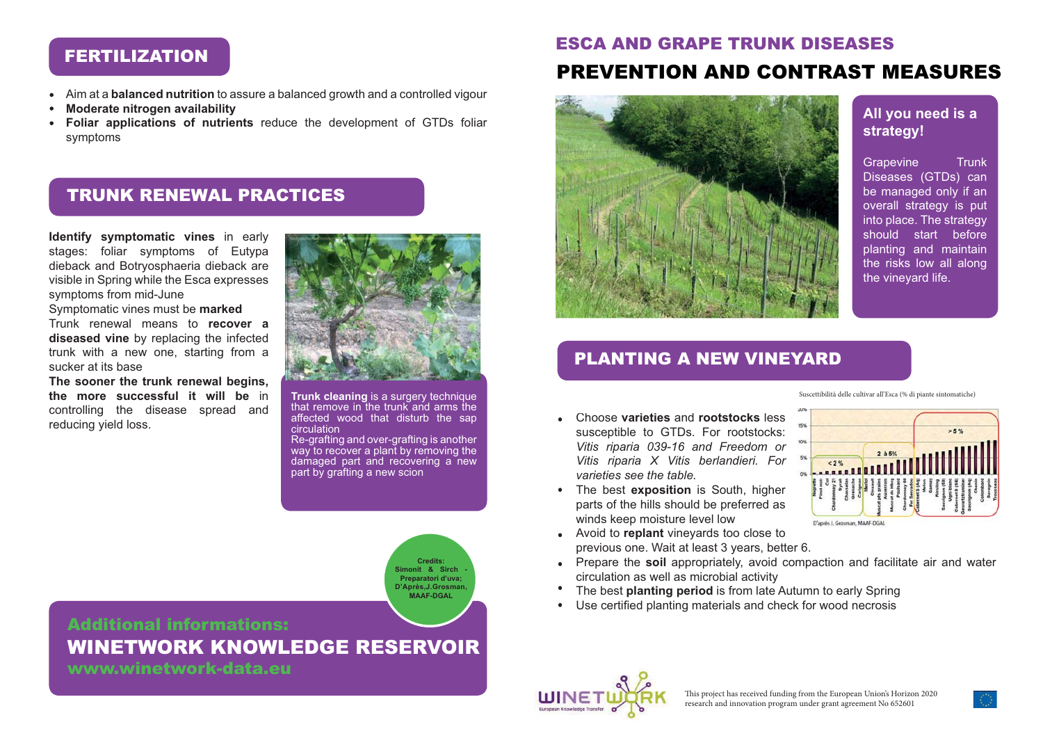## FERTILIZATION

- Aim at a **balanced nutrition** to assure a balanced growth and a controlled vigour
- **Moderate nitrogen availability**
- **Foliar applications of nutrients** reduce the development of GTDs foliar symptoms

## TRUNK RENEWAL PRACTICES

**Identify symptomatic vines** in early stages: foliar symptoms of Eutypa dieback and Botryosphaeria dieback are visible in Spring while the Esca expresses symptoms from mid-June

Symptomatic vines must be **marked**

Trunk renewal means to **recover a diseased vine** by replacing the infected trunk with a new one, starting from a sucker at its base

**The sooner the trunk renewal begins, the more successful it will be** in controlling the disease spread and reducing yield loss.

**Trunk cleaning** is a surgery technique that remove in the trunk and arms the affected wood that disturb the sap circulation

Re-grafting and over-grafting is another way to recover a plant by removing the damaged part and recovering a new part by grafting a new scion

**Credits: Simonit & Sirch - Preparatori d'uva; D'Après,J.Grosman, MAAF-DGAL**

**Additional informations:**

**WINETWORK KNOWLEDGE RESERVOIR**

**www.winetwork-data.eu**

# ESCA AND GRAPE TRUNK DISEASES

# PREVENTION AND CONTRAST MEASURES

### All you need is a strategy!

Grapevine Trunk Diseases (GTDs) can be managed only if an overall strategy is put into place. The strategy should start before planting and maintain the risks low all along the vineyard life.

## PLANTING A NEW VINEYARD

- Choose **varieties** and **rootstocks** less susceptible to GTDs. For rootstocks: *Vitis riparia 039-16 and Freedom or Vitis riparia X Vitis berlandieri. For varieties see the table.*
- The best **exposition** is South, higher parts of the hills should be preferred as winds keep moisture level low
- Avoid to **replant** vineyards too close to previous one. Wait at least 3 years, better 6.
- Prepare the **soil** appropriately, avoid compaction and facilitate air and water circulation as well as microbial activity
- The best **planting period** is from late Autumn to early Spring
- Use certified planting materials and check for wood necrosis

Suscettibilità delle cultivar all'Esca (% di piante sintomatiche)

D'après J. Grosman, MAAF-DGAL

This project has received funding from the European Union's Horizon 2020 research and innovation program under grant agreement No 652601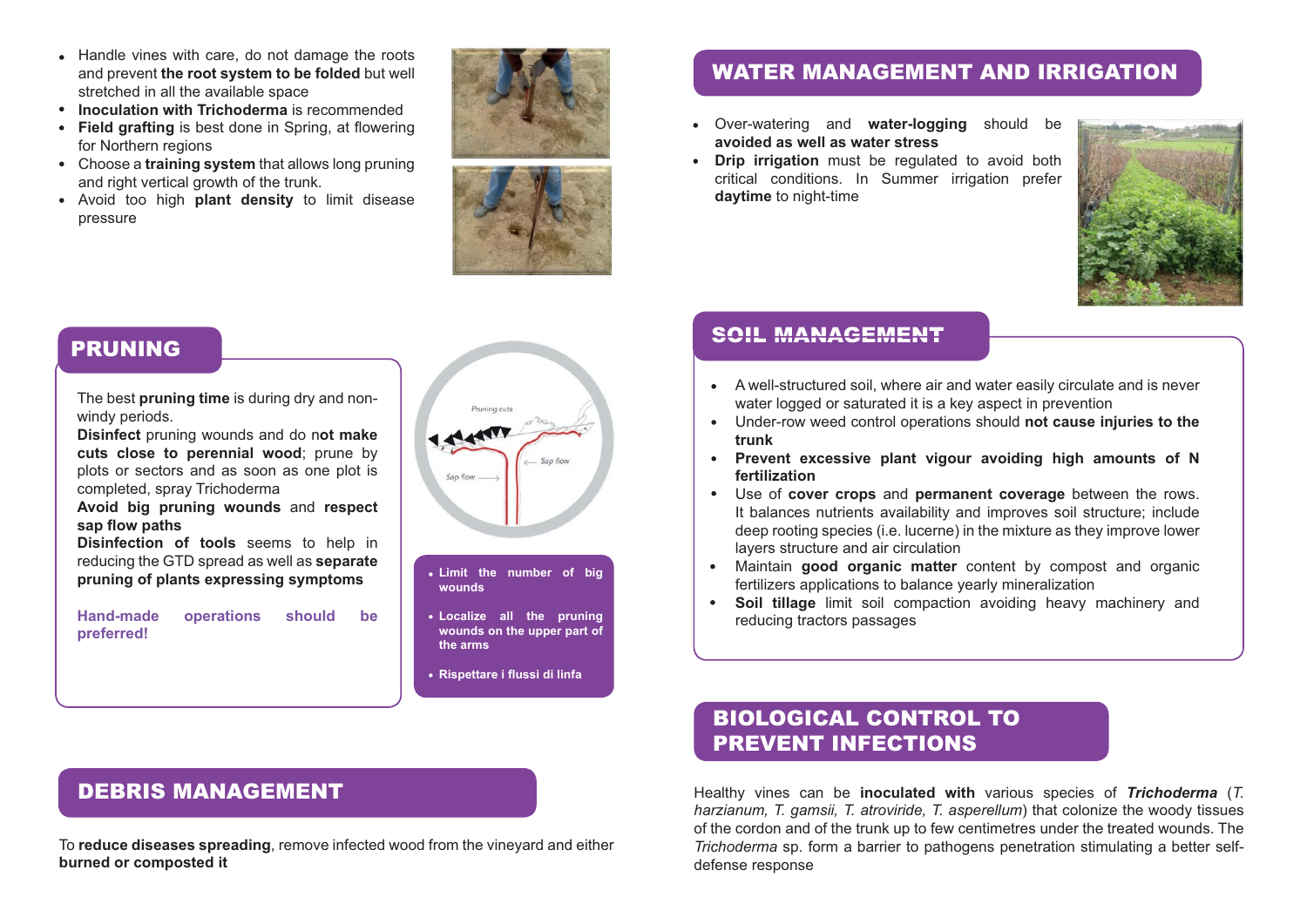- Handle vines with care, do not damage the roots and prevent **the root system to be folded** but well stretched in all the available space
- **Inoculation with Trichoderma** is recommended
- **Field grafting** is best done in Spring, at flowering for Northern regions
- Choose a **training system** that allows long pruning and right vertical growth of the trunk.
- Avoid too high **plant density** to limit disease pressure

## PRUNING

The best **pruning time** is during dry and non-windy periods.
**Disinfect** pruning wounds and do **not make cuts close to perennial wood**; prune by plots or sectors and as soon as one plot is completed, spray Trichoderma
**Avoid big pruning wounds** and **respect sap flow paths**
**Disinfection of tools** seems to help in reducing the GTD spread as well as **separate pruning of plants expressing symptoms**

**Hand-made operations should be preferred!**

Pruning cuts
Sap flow
Sap flow

- **Limit the number of big wounds**
- **Localize all the pruning wounds on the upper part of the arms**
- **Rispettare i flussi di linfa**

## DEBRIS MANAGEMENT

To **reduce diseases spreading**, remove infected wood from the vineyard and either **burned or composted it**

## WATER MANAGEMENT AND IRRIGATION

- Over-watering and **water-logging** should be **avoided as well as water stress**
- **Drip irrigation** must be regulated to avoid both critical conditions. In Summer irrigation prefer **daytime** to night-time

## SOIL MANAGEMENT

- A well-structured soil, where air and water easily circulate and is never water logged or saturated it is a key aspect in prevention
- Under-row weed control operations should **not cause injuries to the trunk**
- **Prevent excessive plant vigour avoiding high amounts of N fertilization**
- Use of **cover crops** and **permanent coverage** between the rows. It balances nutrients availability and improves soil structure; include deep rooting species (i.e. lucerne) in the mixture as they improve lower layers structure and air circulation
- Maintain **good organic matter** content by compost and organic fertilizers applications to balance yearly mineralization
- **Soil tillage** limit soil compaction avoiding heavy machinery and reducing tractors passages

## BIOLOGICAL CONTROL TO PREVENT INFECTIONS

Healthy vines can be **inoculated with** various species of ***Trichoderma*** (*T. harzianum, T. gamsii, T. atroviride, T. asperellum*) that colonize the woody tissues of the cordon and of the trunk up to few centimetres under the treated wounds. The *Trichoderma* sp. form a barrier to pathogens penetration stimulating a better self-defense response